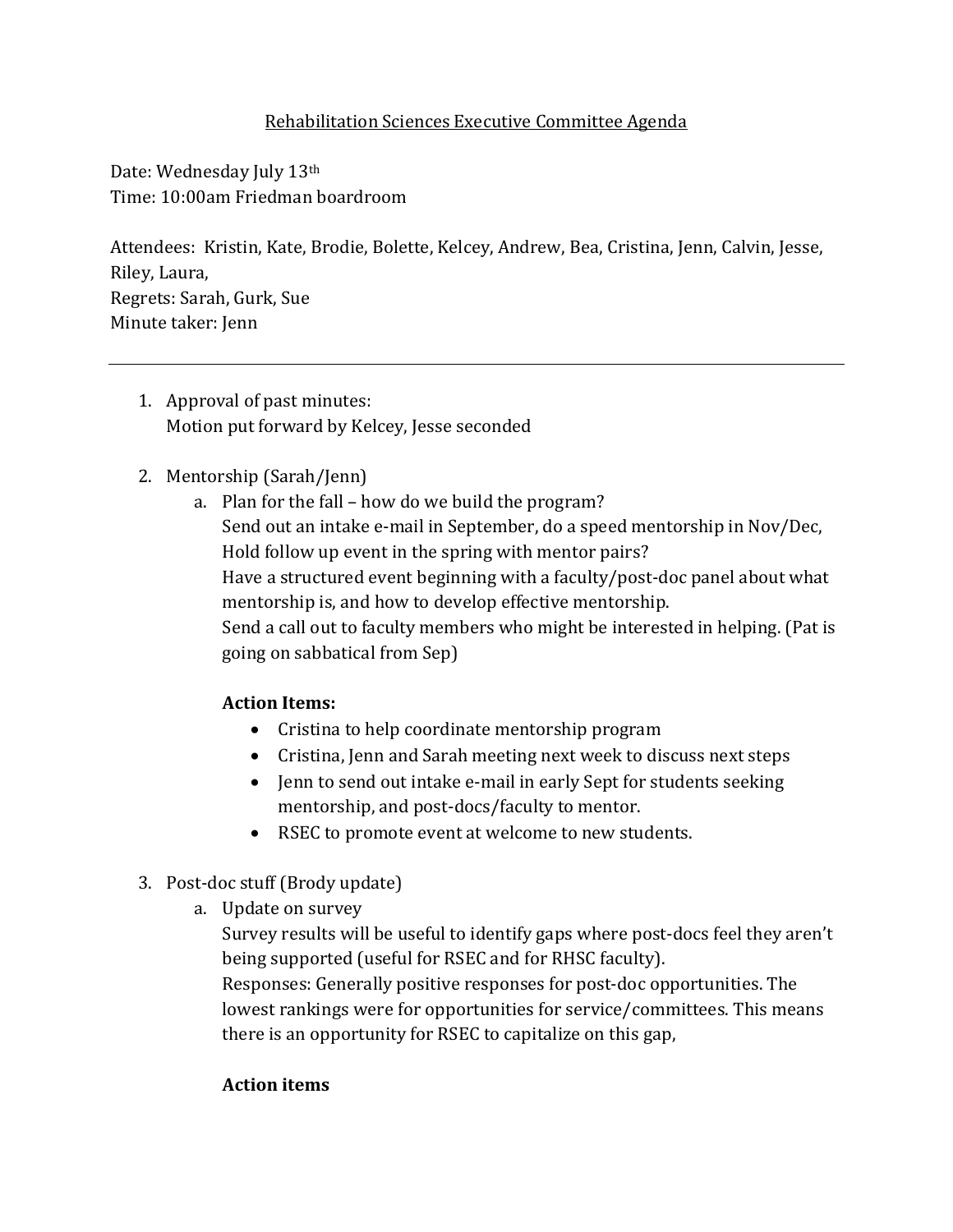# Rehabilitation Sciences Executive Committee Agenda

Date: Wednesday July 13th
Time: 10:00am Friedman boardroom

Attendees: Kristin, Kate, Brodie, Bolette, Kelcey, Andrew, Bea, Cristina, Jenn, Calvin, Jesse, Riley, Laura,
Regrets: Sarah, Gurk, Sue
Minute taker: Jenn

---

1. Approval of past minutes:
   Motion put forward by Kelcey, Jesse seconded

2. Mentorship (Sarah/Jenn)
   a. Plan for the fall – how do we build the program?
      Send out an intake e-mail in September, do a speed mentorship in Nov/Dec, Hold follow up event in the spring with mentor pairs?
      Have a structured event beginning with a faculty/post-doc panel about what mentorship is, and how to develop effective mentorship.
      Send a call out to faculty members who might be interested in helping. (Pat is going on sabbatical from Sep)

      **Action Items:**
      - Cristina to help coordinate mentorship program
      - Cristina, Jenn and Sarah meeting next week to discuss next steps
      - Jenn to send out intake e-mail in early Sept for students seeking mentorship, and post-docs/faculty to mentor.
      - RSEC to promote event at welcome to new students.

3. Post-doc stuff (Brody update)
   a. Update on survey
      Survey results will be useful to identify gaps where post-docs feel they aren't being supported (useful for RSEC and for RHSC faculty).
      Responses: Generally positive responses for post-doc opportunities. The lowest rankings were for opportunities for service/committees. This means there is an opportunity for RSEC to capitalize on this gap,

      **Action items**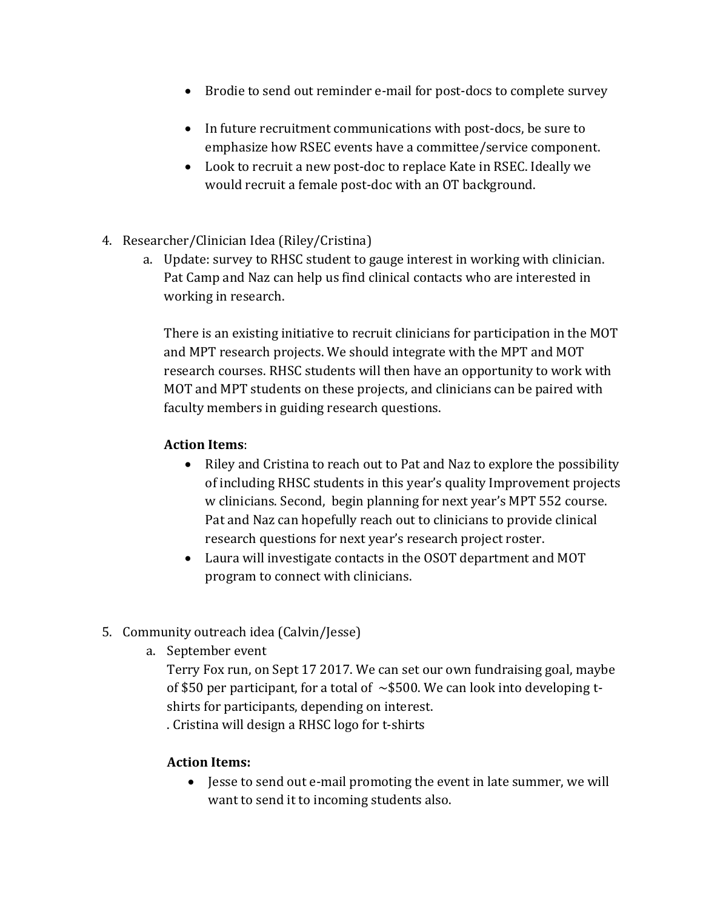- Brodie to send out reminder e-mail for post-docs to complete survey

- In future recruitment communications with post-docs, be sure to emphasize how RSEC events have a committee/service component.
- Look to recruit a new post-doc to replace Kate in RSEC. Ideally we would recruit a female post-doc with an OT background.

4. Researcher/Clinician Idea (Riley/Cristina)
   a. Update: survey to RHSC student to gauge interest in working with clinician. Pat Camp and Naz can help us find clinical contacts who are interested in working in research.

      There is an existing initiative to recruit clinicians for participation in the MOT and MPT research projects. We should integrate with the MPT and MOT research courses. RHSC students will then have an opportunity to work with MOT and MPT students on these projects, and clinicians can be paired with faculty members in guiding research questions.

      **Action Items**:
      - Riley and Cristina to reach out to Pat and Naz to explore the possibility of including RHSC students in this year's quality Improvement projects w clinicians. Second, begin planning for next year's MPT 552 course. Pat and Naz can hopefully reach out to clinicians to provide clinical research questions for next year's research project roster.
      - Laura will investigate contacts in the OSOT department and MOT program to connect with clinicians.

5. Community outreach idea (Calvin/Jesse)
   a. September event
      Terry Fox run, on Sept 17 2017. We can set our own fundraising goal, maybe of $50 per participant, for a total of ~$500. We can look into developing t-shirts for participants, depending on interest.
      . Cristina will design a RHSC logo for t-shirts

      **Action Items:**
      - Jesse to send out e-mail promoting the event in late summer, we will want to send it to incoming students also.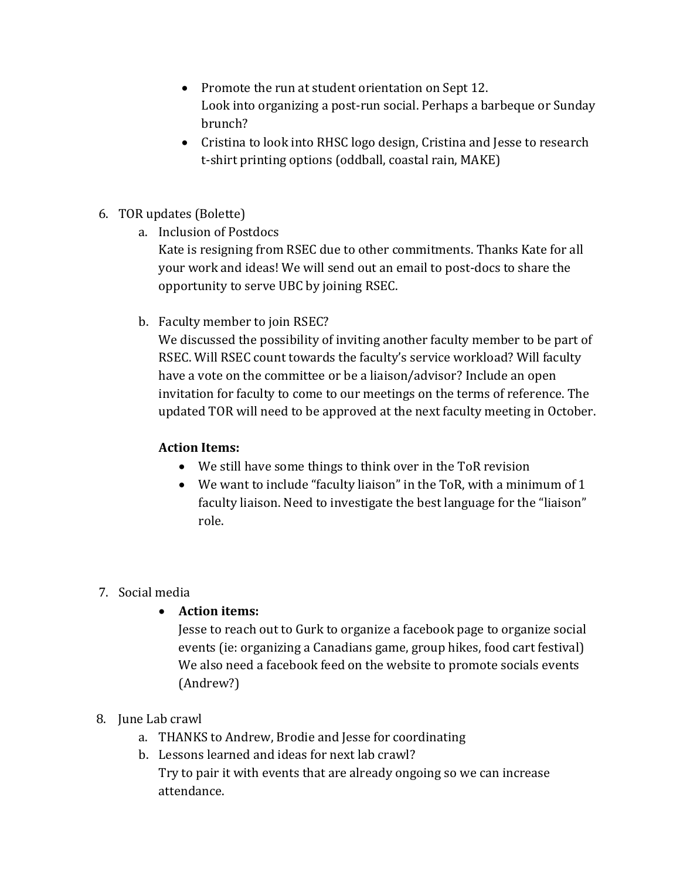- Promote the run at student orientation on Sept 12.
  Look into organizing a post-run social. Perhaps a barbeque or Sunday brunch?
- Cristina to look into RHSC logo design, Cristina and Jesse to research t-shirt printing options (oddball, coastal rain, MAKE)

6. TOR updates (Bolette)
   a. Inclusion of Postdocs
      Kate is resigning from RSEC due to other commitments. Thanks Kate for all your work and ideas! We will send out an email to post-docs to share the opportunity to serve UBC by joining RSEC.

   b. Faculty member to join RSEC?
      We discussed the possibility of inviting another faculty member to be part of RSEC. Will RSEC count towards the faculty's service workload? Will faculty have a vote on the committee or be a liaison/advisor? Include an open invitation for faculty to come to our meetings on the terms of reference. The updated TOR will need to be approved at the next faculty meeting in October.

      **Action Items:**
      - We still have some things to think over in the ToR revision
      - We want to include "faculty liaison" in the ToR, with a minimum of 1 faculty liaison. Need to investigate the best language for the "liaison" role.

7. Social media
   - **Action items:**
     Jesse to reach out to Gurk to organize a facebook page to organize social events (ie: organizing a Canadians game, group hikes, food cart festival)
     We also need a facebook feed on the website to promote socials events (Andrew?)

8. June Lab crawl
   a. THANKS to Andrew, Brodie and Jesse for coordinating
   b. Lessons learned and ideas for next lab crawl?
      Try to pair it with events that are already ongoing so we can increase attendance.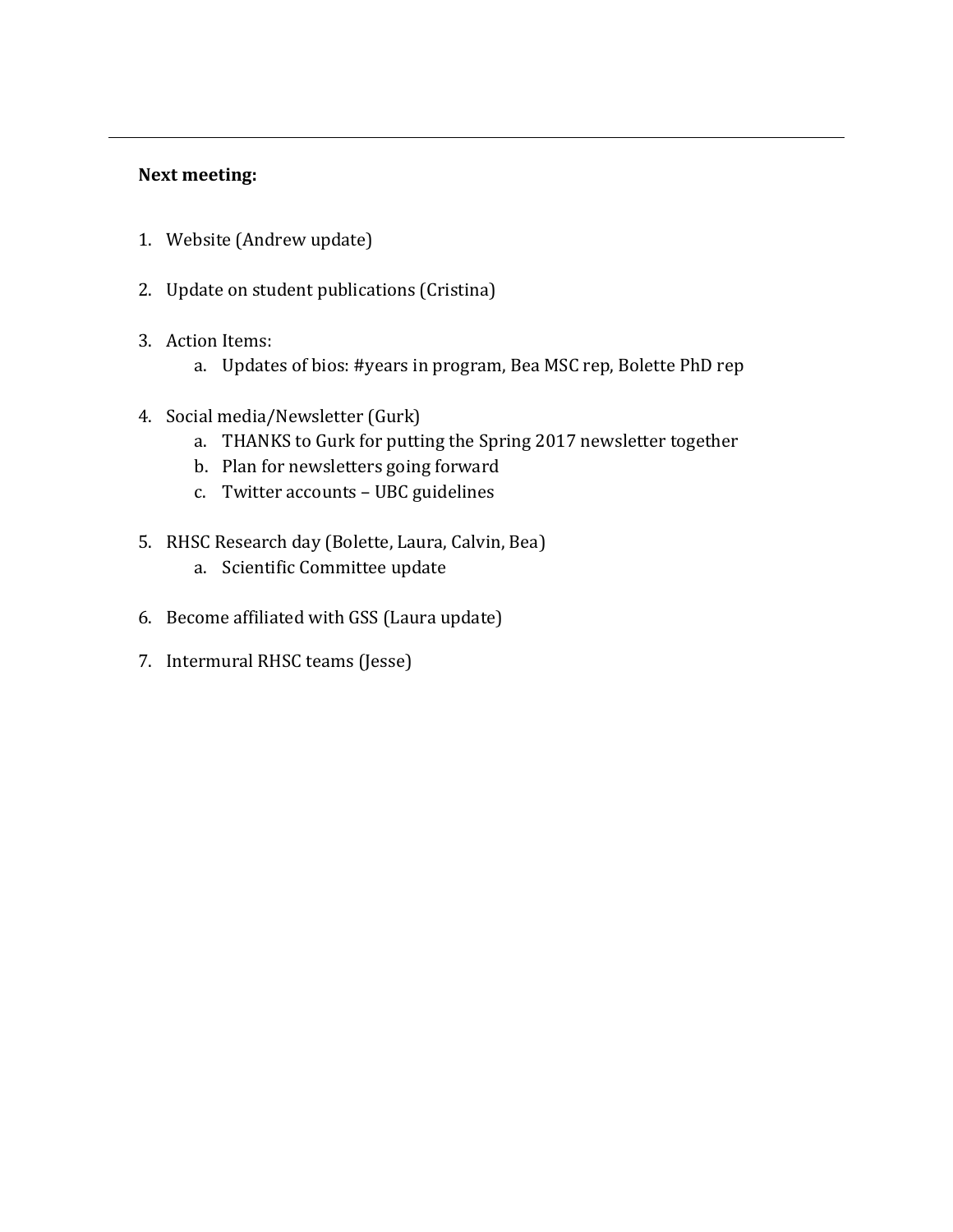---

**Next meeting:**

1. Website (Andrew update)

2. Update on student publications (Cristina)

3. Action Items:
   a. Updates of bios: #years in program, Bea MSC rep, Bolette PhD rep

4. Social media/Newsletter (Gurk)
   a. THANKS to Gurk for putting the Spring 2017 newsletter together
   b. Plan for newsletters going forward
   c. Twitter accounts – UBC guidelines

5. RHSC Research day (Bolette, Laura, Calvin, Bea)
   a. Scientific Committee update

6. Become affiliated with GSS (Laura update)

7. Intermural RHSC teams (Jesse)